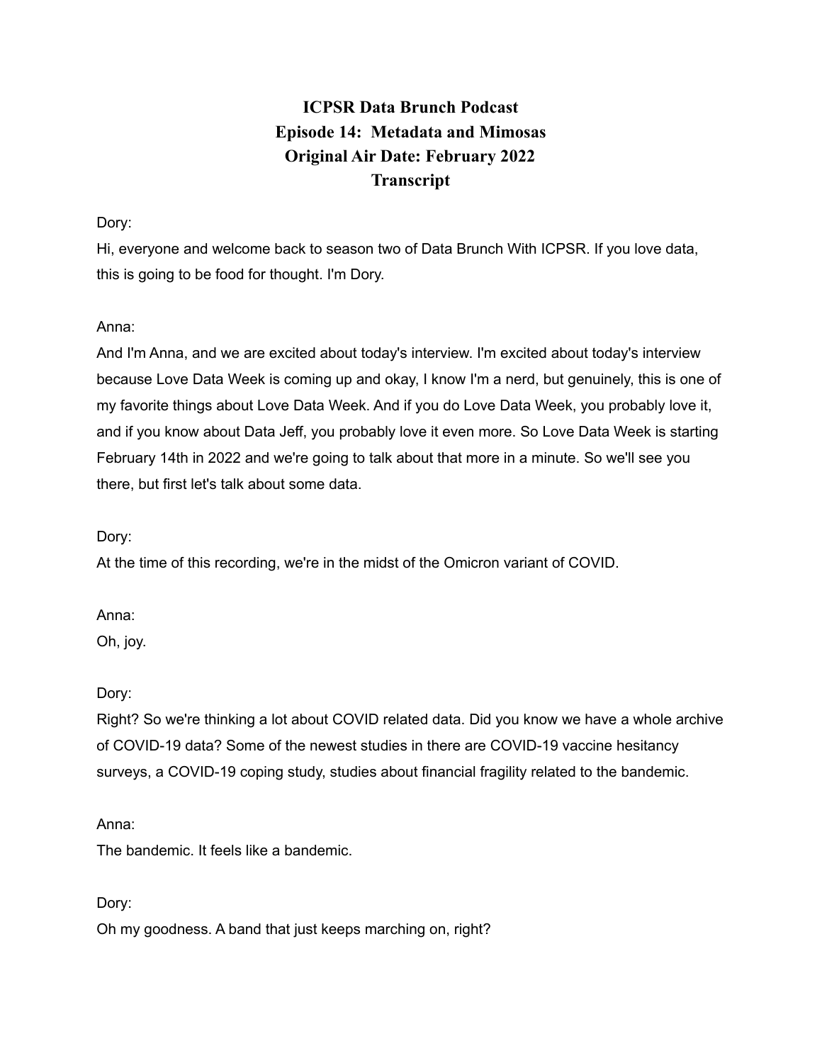# ICPSR Data Brunch Podcast
## Episode 14: Metadata and Mimosas
## Original Air Date: February 2022
## Transcript

Dory:
Hi, everyone and welcome back to season two of Data Brunch With ICPSR. If you love data, this is going to be food for thought. I'm Dory.

Anna:
And I'm Anna, and we are excited about today's interview. I'm excited about today's interview because Love Data Week is coming up and okay, I know I'm a nerd, but genuinely, this is one of my favorite things about Love Data Week. And if you do Love Data Week, you probably love it, and if you know about Data Jeff, you probably love it even more. So Love Data Week is starting February 14th in 2022 and we're going to talk about that more in a minute. So we'll see you there, but first let's talk about some data.

Dory:
At the time of this recording, we're in the midst of the Omicron variant of COVID.

Anna:
Oh, joy.

Dory:
Right? So we're thinking a lot about COVID related data. Did you know we have a whole archive of COVID-19 data? Some of the newest studies in there are COVID-19 vaccine hesitancy surveys, a COVID-19 coping study, studies about financial fragility related to the bandemic.

Anna:
The bandemic. It feels like a bandemic.

Dory:
Oh my goodness. A band that just keeps marching on, right?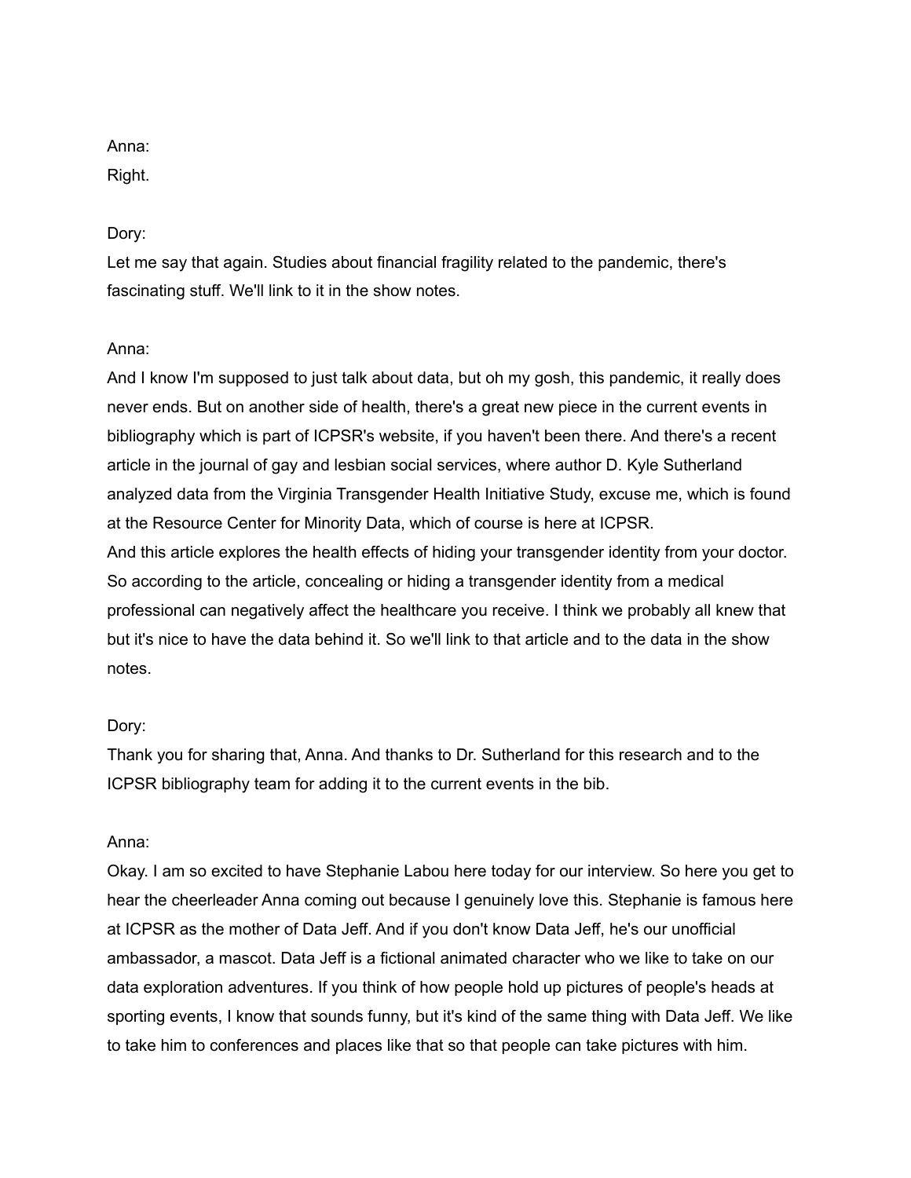Anna:
Right.

Dory:
Let me say that again. Studies about financial fragility related to the pandemic, there's fascinating stuff. We'll link to it in the show notes.

Anna:
And I know I'm supposed to just talk about data, but oh my gosh, this pandemic, it really does never ends. But on another side of health, there's a great new piece in the current events in bibliography which is part of ICPSR's website, if you haven't been there. And there's a recent article in the journal of gay and lesbian social services, where author D. Kyle Sutherland analyzed data from the Virginia Transgender Health Initiative Study, excuse me, which is found at the Resource Center for Minority Data, which of course is here at ICPSR.
And this article explores the health effects of hiding your transgender identity from your doctor. So according to the article, concealing or hiding a transgender identity from a medical professional can negatively affect the healthcare you receive. I think we probably all knew that but it's nice to have the data behind it. So we'll link to that article and to the data in the show notes.

Dory:
Thank you for sharing that, Anna. And thanks to Dr. Sutherland for this research and to the ICPSR bibliography team for adding it to the current events in the bib.

Anna:
Okay. I am so excited to have Stephanie Labou here today for our interview. So here you get to hear the cheerleader Anna coming out because I genuinely love this. Stephanie is famous here at ICPSR as the mother of Data Jeff. And if you don't know Data Jeff, he's our unofficial ambassador, a mascot. Data Jeff is a fictional animated character who we like to take on our data exploration adventures. If you think of how people hold up pictures of people's heads at sporting events, I know that sounds funny, but it's kind of the same thing with Data Jeff. We like to take him to conferences and places like that so that people can take pictures with him.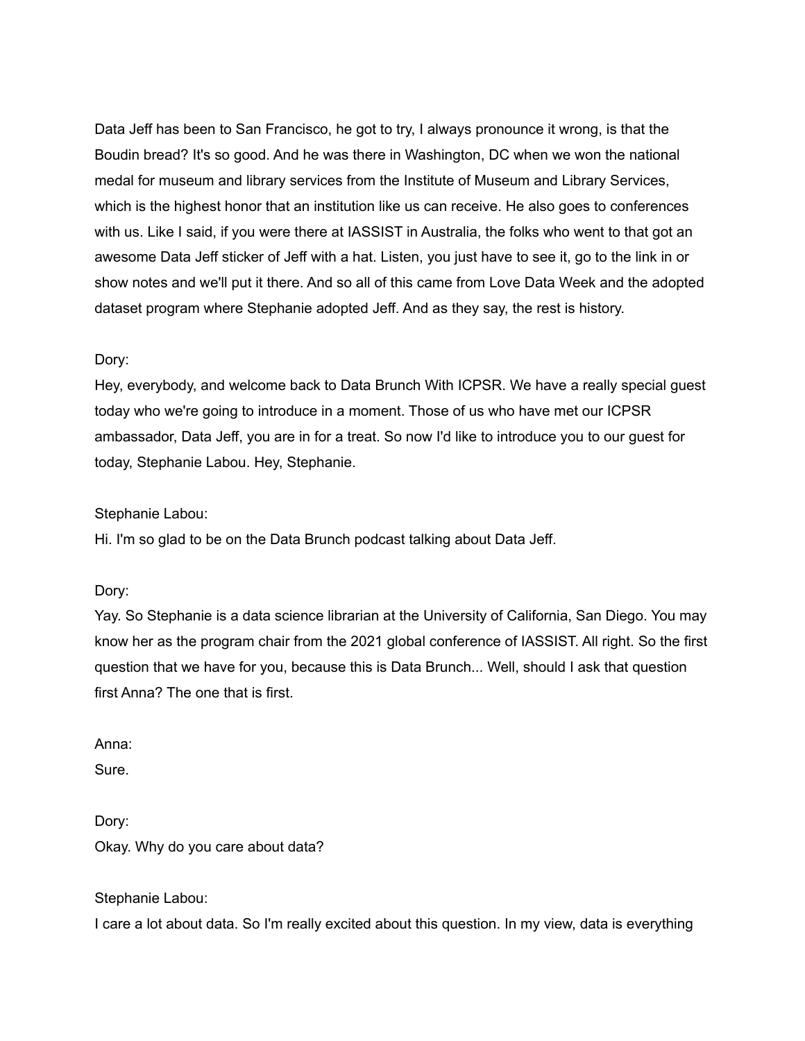Data Jeff has been to San Francisco, he got to try, I always pronounce it wrong, is that the Boudin bread? It's so good. And he was there in Washington, DC when we won the national medal for museum and library services from the Institute of Museum and Library Services, which is the highest honor that an institution like us can receive. He also goes to conferences with us. Like I said, if you were there at IASSIST in Australia, the folks who went to that got an awesome Data Jeff sticker of Jeff with a hat. Listen, you just have to see it, go to the link in or show notes and we'll put it there. And so all of this came from Love Data Week and the adopted dataset program where Stephanie adopted Jeff. And as they say, the rest is history.

Dory:
Hey, everybody, and welcome back to Data Brunch With ICPSR. We have a really special guest today who we're going to introduce in a moment. Those of us who have met our ICPSR ambassador, Data Jeff, you are in for a treat. So now I'd like to introduce you to our guest for today, Stephanie Labou. Hey, Stephanie.

Stephanie Labou:
Hi. I'm so glad to be on the Data Brunch podcast talking about Data Jeff.

Dory:
Yay. So Stephanie is a data science librarian at the University of California, San Diego. You may know her as the program chair from the 2021 global conference of IASSIST. All right. So the first question that we have for you, because this is Data Brunch... Well, should I ask that question first Anna? The one that is first.

Anna:
Sure.

Dory:
Okay. Why do you care about data?

Stephanie Labou:
I care a lot about data. So I'm really excited about this question. In my view, data is everything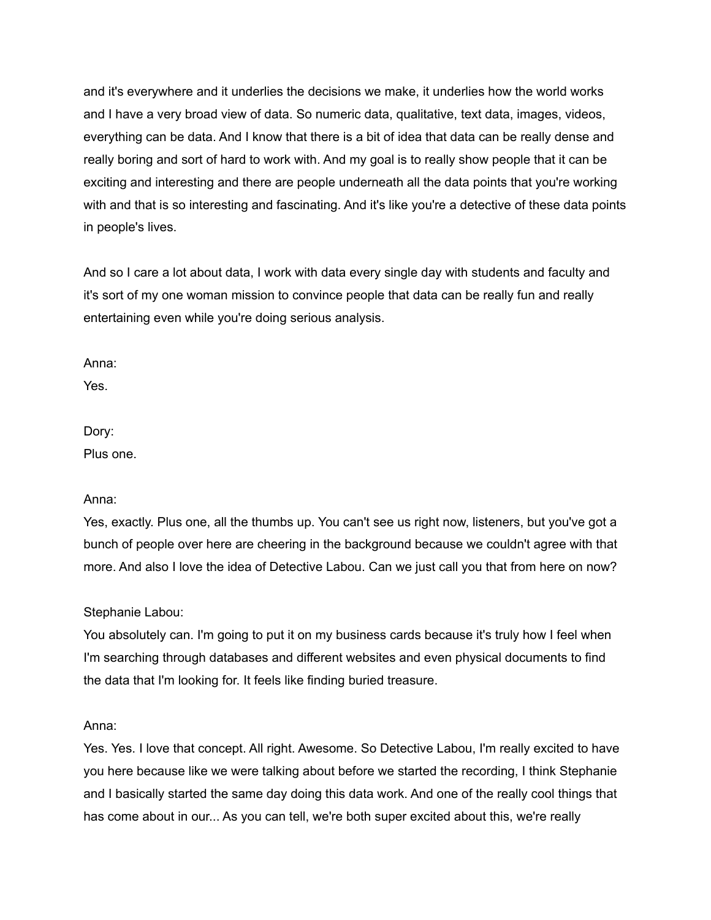and it's everywhere and it underlies the decisions we make, it underlies how the world works and I have a very broad view of data. So numeric data, qualitative, text data, images, videos, everything can be data. And I know that there is a bit of idea that data can be really dense and really boring and sort of hard to work with. And my goal is to really show people that it can be exciting and interesting and there are people underneath all the data points that you're working with and that is so interesting and fascinating. And it's like you're a detective of these data points in people's lives.

And so I care a lot about data, I work with data every single day with students and faculty and it's sort of my one woman mission to convince people that data can be really fun and really entertaining even while you're doing serious analysis.

Anna:
Yes.

Dory:
Plus one.

Anna:
Yes, exactly. Plus one, all the thumbs up. You can't see us right now, listeners, but you've got a bunch of people over here are cheering in the background because we couldn't agree with that more. And also I love the idea of Detective Labou. Can we just call you that from here on now?

Stephanie Labou:
You absolutely can. I'm going to put it on my business cards because it's truly how I feel when I'm searching through databases and different websites and even physical documents to find the data that I'm looking for. It feels like finding buried treasure.

Anna:
Yes. Yes. I love that concept. All right. Awesome. So Detective Labou, I'm really excited to have you here because like we were talking about before we started the recording, I think Stephanie and I basically started the same day doing this data work. And one of the really cool things that has come about in our... As you can tell, we're both super excited about this, we're really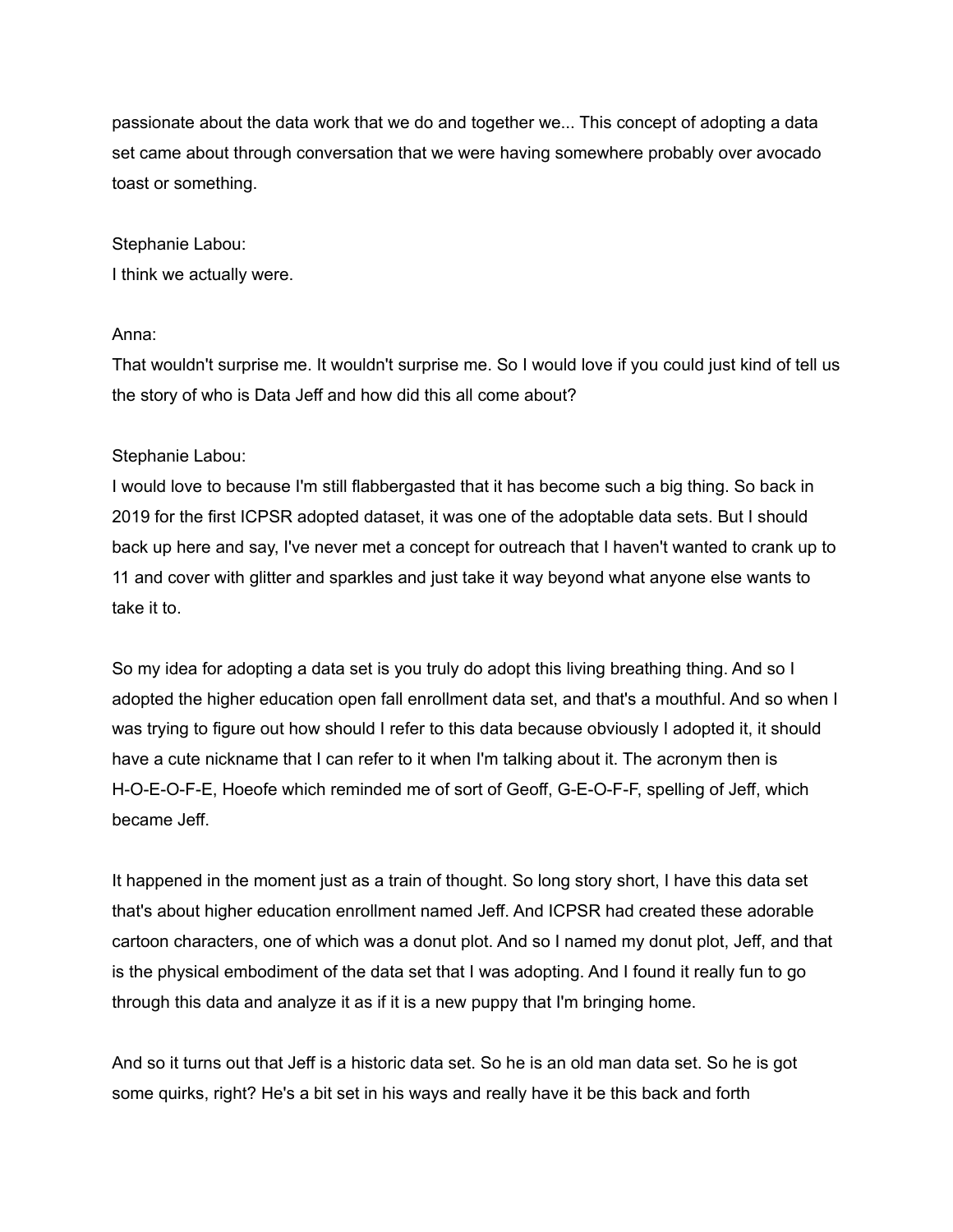passionate about the data work that we do and together we... This concept of adopting a data set came about through conversation that we were having somewhere probably over avocado toast or something.

Stephanie Labou:
I think we actually were.

Anna:
That wouldn't surprise me. It wouldn't surprise me. So I would love if you could just kind of tell us the story of who is Data Jeff and how did this all come about?

Stephanie Labou:
I would love to because I'm still flabbergasted that it has become such a big thing. So back in 2019 for the first ICPSR adopted dataset, it was one of the adoptable data sets. But I should back up here and say, I've never met a concept for outreach that I haven't wanted to crank up to 11 and cover with glitter and sparkles and just take it way beyond what anyone else wants to take it to.

So my idea for adopting a data set is you truly do adopt this living breathing thing. And so I adopted the higher education open fall enrollment data set, and that's a mouthful. And so when I was trying to figure out how should I refer to this data because obviously I adopted it, it should have a cute nickname that I can refer to it when I'm talking about it. The acronym then is H-O-E-O-F-E, Hoeofe which reminded me of sort of Geoff, G-E-O-F-F, spelling of Jeff, which became Jeff.

It happened in the moment just as a train of thought. So long story short, I have this data set that's about higher education enrollment named Jeff. And ICPSR had created these adorable cartoon characters, one of which was a donut plot. And so I named my donut plot, Jeff, and that is the physical embodiment of the data set that I was adopting. And I found it really fun to go through this data and analyze it as if it is a new puppy that I'm bringing home.

And so it turns out that Jeff is a historic data set. So he is an old man data set. So he is got some quirks, right? He's a bit set in his ways and really have it be this back and forth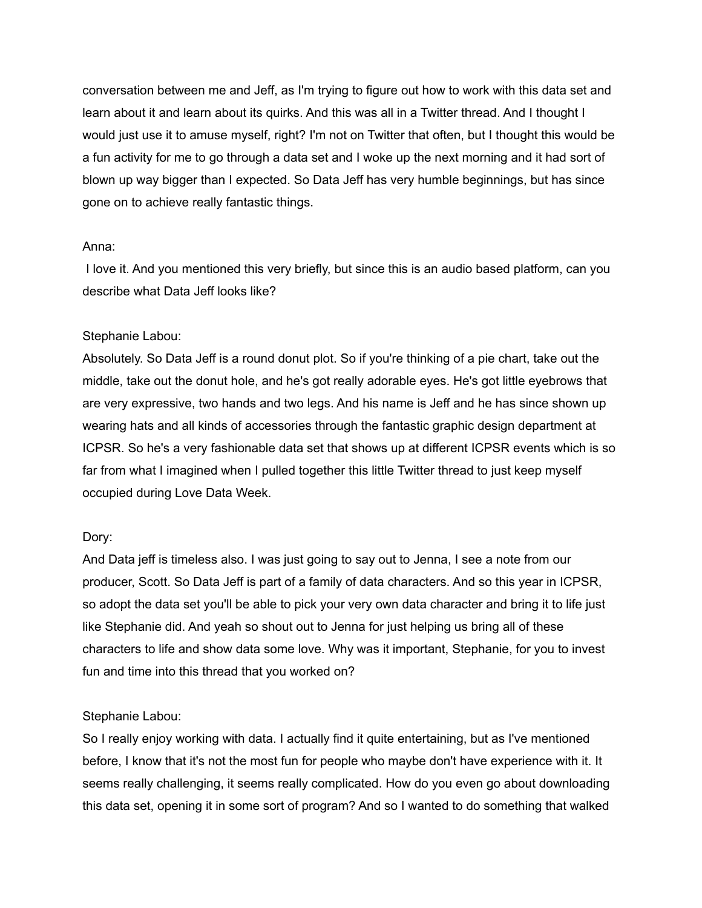conversation between me and Jeff, as I'm trying to figure out how to work with this data set and learn about it and learn about its quirks. And this was all in a Twitter thread. And I thought I would just use it to amuse myself, right? I'm not on Twitter that often, but I thought this would be a fun activity for me to go through a data set and I woke up the next morning and it had sort of blown up way bigger than I expected. So Data Jeff has very humble beginnings, but has since gone on to achieve really fantastic things.

Anna:
I love it. And you mentioned this very briefly, but since this is an audio based platform, can you describe what Data Jeff looks like?

Stephanie Labou:
Absolutely. So Data Jeff is a round donut plot. So if you're thinking of a pie chart, take out the middle, take out the donut hole, and he's got really adorable eyes. He's got little eyebrows that are very expressive, two hands and two legs. And his name is Jeff and he has since shown up wearing hats and all kinds of accessories through the fantastic graphic design department at ICPSR. So he's a very fashionable data set that shows up at different ICPSR events which is so far from what I imagined when I pulled together this little Twitter thread to just keep myself occupied during Love Data Week.

Dory:
And Data jeff is timeless also. I was just going to say out to Jenna, I see a note from our producer, Scott. So Data Jeff is part of a family of data characters. And so this year in ICPSR, so adopt the data set you'll be able to pick your very own data character and bring it to life just like Stephanie did. And yeah so shout out to Jenna for just helping us bring all of these characters to life and show data some love. Why was it important, Stephanie, for you to invest fun and time into this thread that you worked on?

Stephanie Labou:
So I really enjoy working with data. I actually find it quite entertaining, but as I've mentioned before, I know that it's not the most fun for people who maybe don't have experience with it. It seems really challenging, it seems really complicated. How do you even go about downloading this data set, opening it in some sort of program? And so I wanted to do something that walked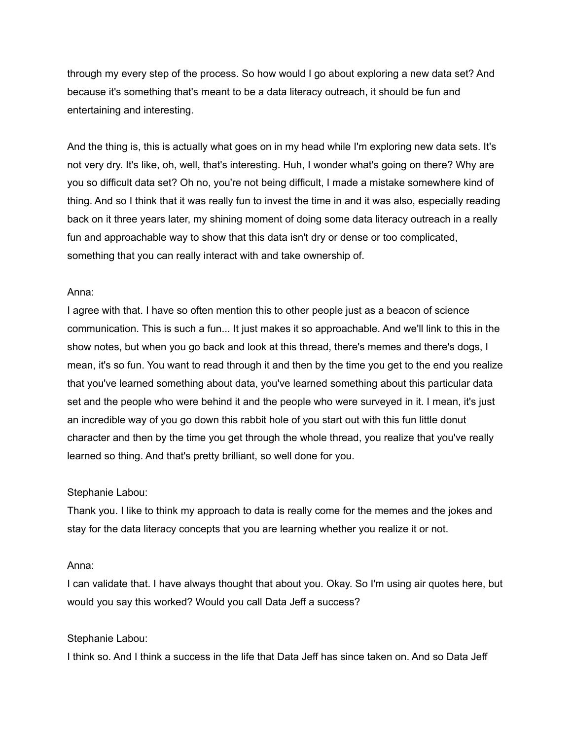through my every step of the process. So how would I go about exploring a new data set? And because it's something that's meant to be a data literacy outreach, it should be fun and entertaining and interesting.

And the thing is, this is actually what goes on in my head while I'm exploring new data sets. It's not very dry. It's like, oh, well, that's interesting. Huh, I wonder what's going on there? Why are you so difficult data set? Oh no, you're not being difficult, I made a mistake somewhere kind of thing. And so I think that it was really fun to invest the time in and it was also, especially reading back on it three years later, my shining moment of doing some data literacy outreach in a really fun and approachable way to show that this data isn't dry or dense or too complicated, something that you can really interact with and take ownership of.

Anna:
I agree with that. I have so often mention this to other people just as a beacon of science communication. This is such a fun... It just makes it so approachable. And we'll link to this in the show notes, but when you go back and look at this thread, there's memes and there's dogs, I mean, it's so fun. You want to read through it and then by the time you get to the end you realize that you've learned something about data, you've learned something about this particular data set and the people who were behind it and the people who were surveyed in it. I mean, it's just an incredible way of you go down this rabbit hole of you start out with this fun little donut character and then by the time you get through the whole thread, you realize that you've really learned so thing. And that's pretty brilliant, so well done for you.

Stephanie Labou:
Thank you. I like to think my approach to data is really come for the memes and the jokes and stay for the data literacy concepts that you are learning whether you realize it or not.

Anna:
I can validate that. I have always thought that about you. Okay. So I'm using air quotes here, but would you say this worked? Would you call Data Jeff a success?

Stephanie Labou:
I think so. And I think a success in the life that Data Jeff has since taken on. And so Data Jeff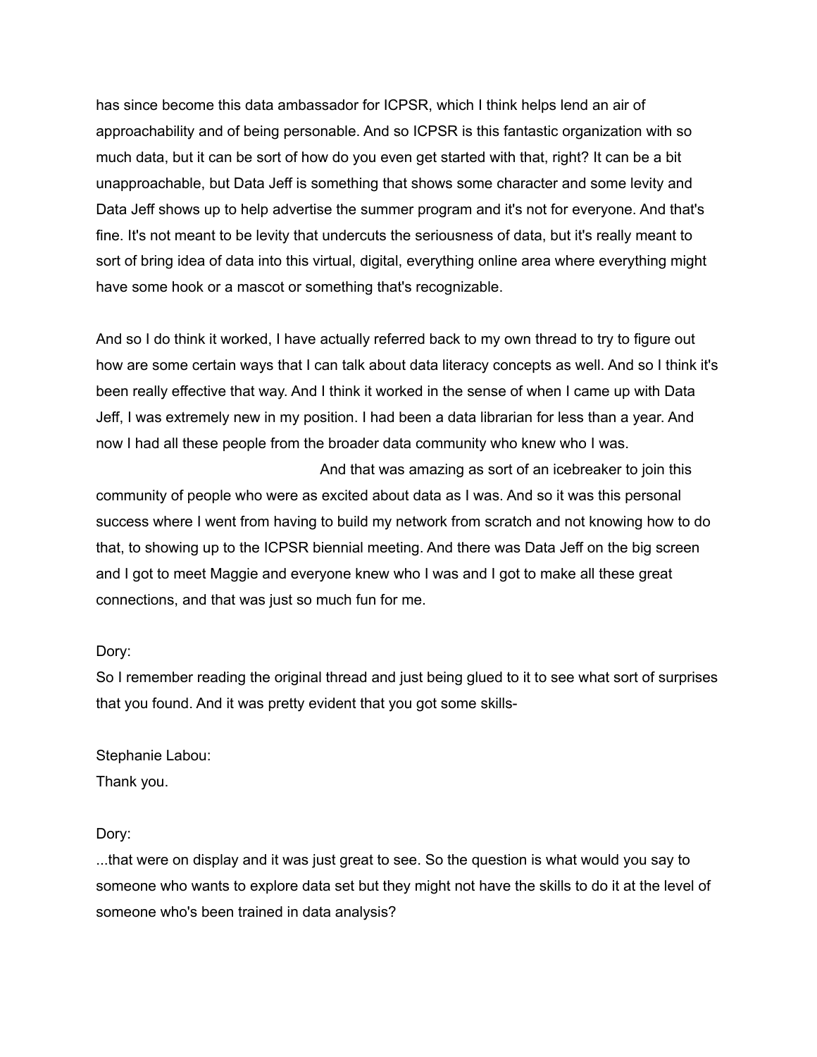has since become this data ambassador for ICPSR, which I think helps lend an air of approachability and of being personable. And so ICPSR is this fantastic organization with so much data, but it can be sort of how do you even get started with that, right? It can be a bit unapproachable, but Data Jeff is something that shows some character and some levity and Data Jeff shows up to help advertise the summer program and it's not for everyone. And that's fine. It's not meant to be levity that undercuts the seriousness of data, but it's really meant to sort of bring idea of data into this virtual, digital, everything online area where everything might have some hook or a mascot or something that's recognizable.

And so I do think it worked, I have actually referred back to my own thread to try to figure out how are some certain ways that I can talk about data literacy concepts as well. And so I think it's been really effective that way. And I think it worked in the sense of when I came up with Data Jeff, I was extremely new in my position. I had been a data librarian for less than a year. And now I had all these people from the broader data community who knew who I was. And that was amazing as sort of an icebreaker to join this community of people who were as excited about data as I was. And so it was this personal success where I went from having to build my network from scratch and not knowing how to do that, to showing up to the ICPSR biennial meeting. And there was Data Jeff on the big screen and I got to meet Maggie and everyone knew who I was and I got to make all these great connections, and that was just so much fun for me.

Dory:
So I remember reading the original thread and just being glued to it to see what sort of surprises that you found. And it was pretty evident that you got some skills-

Stephanie Labou:
Thank you.

Dory:
...that were on display and it was just great to see. So the question is what would you say to someone who wants to explore data set but they might not have the skills to do it at the level of someone who's been trained in data analysis?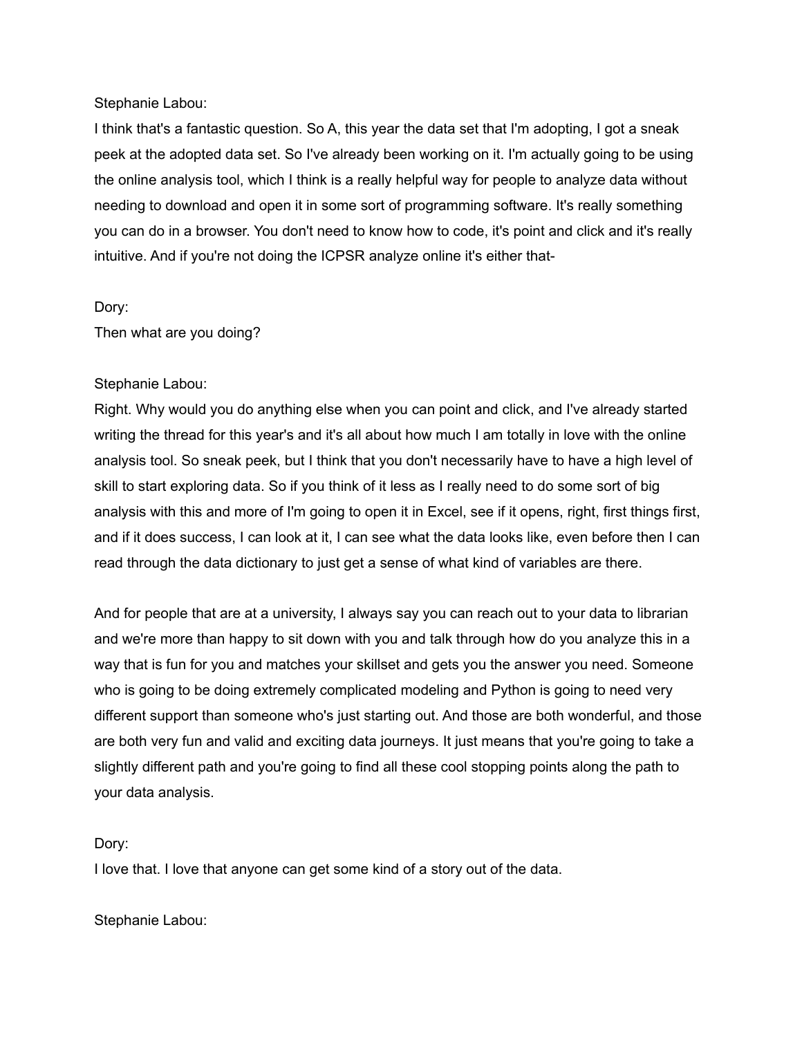Stephanie Labou:
I think that's a fantastic question. So A, this year the data set that I'm adopting, I got a sneak peek at the adopted data set. So I've already been working on it. I'm actually going to be using the online analysis tool, which I think is a really helpful way for people to analyze data without needing to download and open it in some sort of programming software. It's really something you can do in a browser. You don't need to know how to code, it's point and click and it's really intuitive. And if you're not doing the ICPSR analyze online it's either that-

Dory:
Then what are you doing?

Stephanie Labou:
Right. Why would you do anything else when you can point and click, and I've already started writing the thread for this year's and it's all about how much I am totally in love with the online analysis tool. So sneak peek, but I think that you don't necessarily have to have a high level of skill to start exploring data. So if you think of it less as I really need to do some sort of big analysis with this and more of I'm going to open it in Excel, see if it opens, right, first things first, and if it does success, I can look at it, I can see what the data looks like, even before then I can read through the data dictionary to just get a sense of what kind of variables are there.

And for people that are at a university, I always say you can reach out to your data to librarian and we're more than happy to sit down with you and talk through how do you analyze this in a way that is fun for you and matches your skillset and gets you the answer you need. Someone who is going to be doing extremely complicated modeling and Python is going to need very different support than someone who's just starting out. And those are both wonderful, and those are both very fun and valid and exciting data journeys. It just means that you're going to take a slightly different path and you're going to find all these cool stopping points along the path to your data analysis.

Dory:
I love that. I love that anyone can get some kind of a story out of the data.

Stephanie Labou: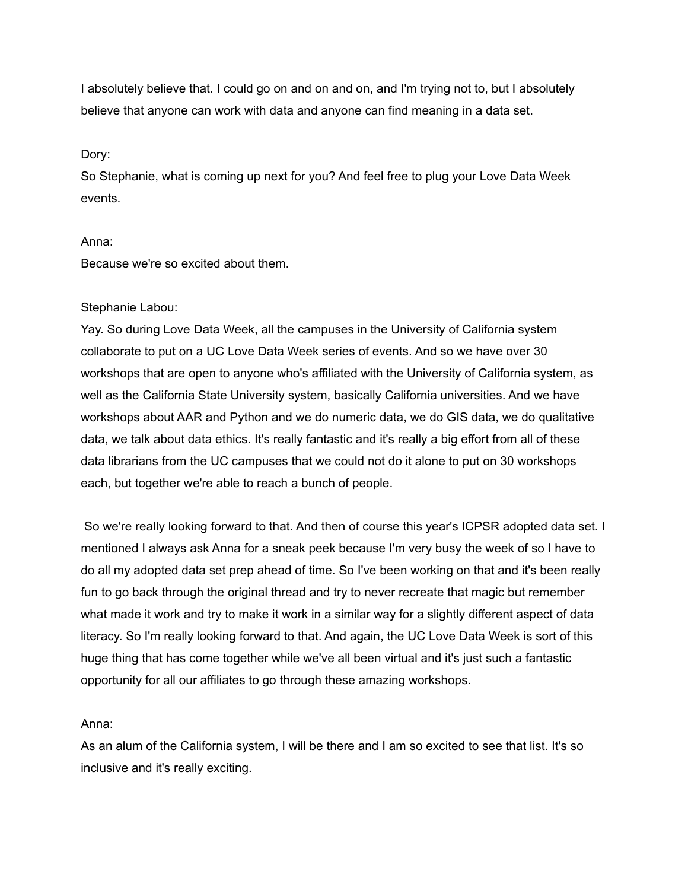I absolutely believe that. I could go on and on and on, and I'm trying not to, but I absolutely believe that anyone can work with data and anyone can find meaning in a data set.

Dory:
So Stephanie, what is coming up next for you? And feel free to plug your Love Data Week events.

Anna:
Because we're so excited about them.

Stephanie Labou:
Yay. So during Love Data Week, all the campuses in the University of California system collaborate to put on a UC Love Data Week series of events. And so we have over 30 workshops that are open to anyone who's affiliated with the University of California system, as well as the California State University system, basically California universities. And we have workshops about AAR and Python and we do numeric data, we do GIS data, we do qualitative data, we talk about data ethics. It's really fantastic and it's really a big effort from all of these data librarians from the UC campuses that we could not do it alone to put on 30 workshops each, but together we're able to reach a bunch of people.

So we're really looking forward to that. And then of course this year's ICPSR adopted data set. I mentioned I always ask Anna for a sneak peek because I'm very busy the week of so I have to do all my adopted data set prep ahead of time. So I've been working on that and it's been really fun to go back through the original thread and try to never recreate that magic but remember what made it work and try to make it work in a similar way for a slightly different aspect of data literacy. So I'm really looking forward to that. And again, the UC Love Data Week is sort of this huge thing that has come together while we've all been virtual and it's just such a fantastic opportunity for all our affiliates to go through these amazing workshops.

Anna:
As an alum of the California system, I will be there and I am so excited to see that list. It's so inclusive and it's really exciting.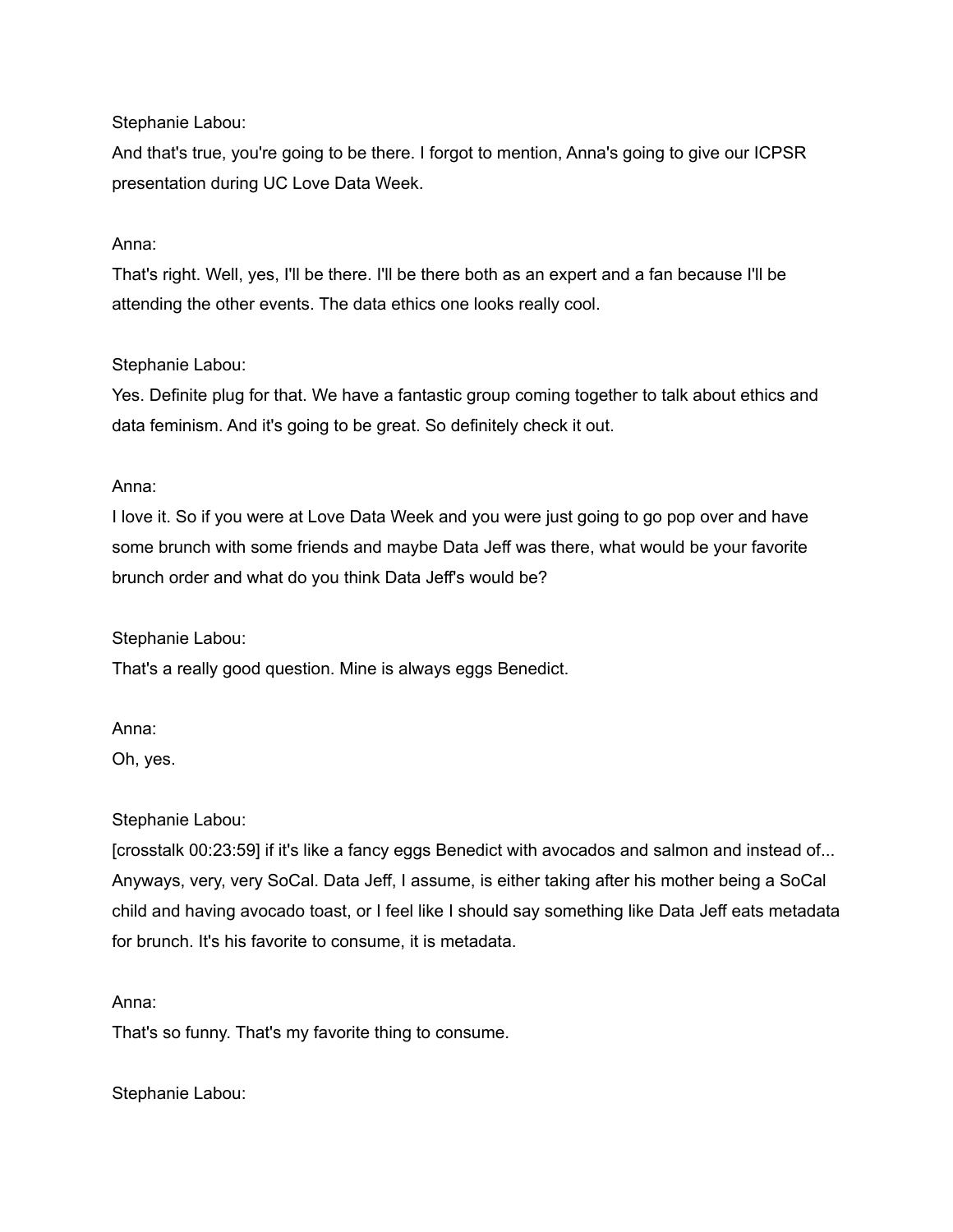Stephanie Labou:
And that's true, you're going to be there. I forgot to mention, Anna's going to give our ICPSR presentation during UC Love Data Week.

Anna:
That's right. Well, yes, I'll be there. I'll be there both as an expert and a fan because I'll be attending the other events. The data ethics one looks really cool.

Stephanie Labou:
Yes. Definite plug for that. We have a fantastic group coming together to talk about ethics and data feminism. And it's going to be great. So definitely check it out.

Anna:
I love it. So if you were at Love Data Week and you were just going to go pop over and have some brunch with some friends and maybe Data Jeff was there, what would be your favorite brunch order and what do you think Data Jeff's would be?

Stephanie Labou:
That's a really good question. Mine is always eggs Benedict.

Anna:
Oh, yes.

Stephanie Labou:
[crosstalk 00:23:59] if it's like a fancy eggs Benedict with avocados and salmon and instead of... Anyways, very, very SoCal. Data Jeff, I assume, is either taking after his mother being a SoCal child and having avocado toast, or I feel like I should say something like Data Jeff eats metadata for brunch. It's his favorite to consume, it is metadata.

Anna:
That's so funny. That's my favorite thing to consume.

Stephanie Labou: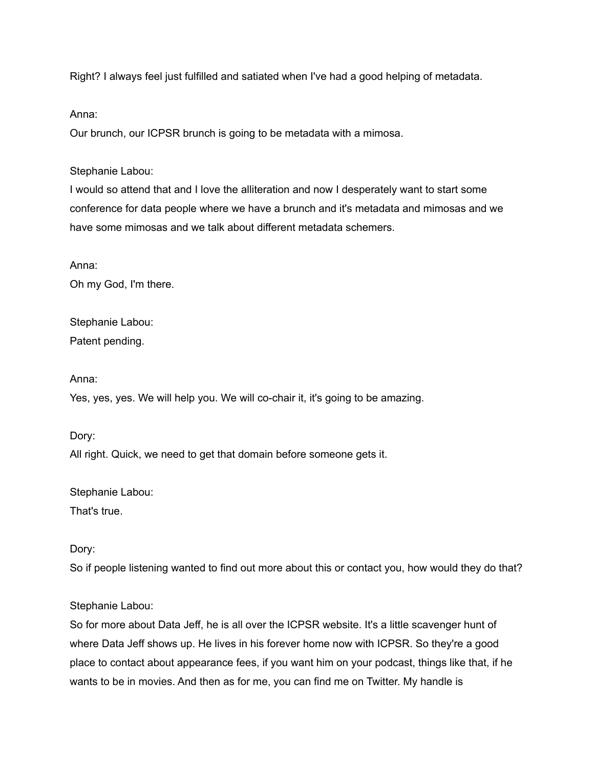Right? I always feel just fulfilled and satiated when I've had a good helping of metadata.

Anna:
Our brunch, our ICPSR brunch is going to be metadata with a mimosa.

Stephanie Labou:
I would so attend that and I love the alliteration and now I desperately want to start some conference for data people where we have a brunch and it's metadata and mimosas and we have some mimosas and we talk about different metadata schemers.

Anna:
Oh my God, I'm there.

Stephanie Labou:
Patent pending.

Anna:
Yes, yes, yes. We will help you. We will co-chair it, it's going to be amazing.

Dory:
All right. Quick, we need to get that domain before someone gets it.

Stephanie Labou:
That's true.

Dory:
So if people listening wanted to find out more about this or contact you, how would they do that?

Stephanie Labou:
So for more about Data Jeff, he is all over the ICPSR website. It's a little scavenger hunt of where Data Jeff shows up. He lives in his forever home now with ICPSR. So they're a good place to contact about appearance fees, if you want him on your podcast, things like that, if he wants to be in movies. And then as for me, you can find me on Twitter. My handle is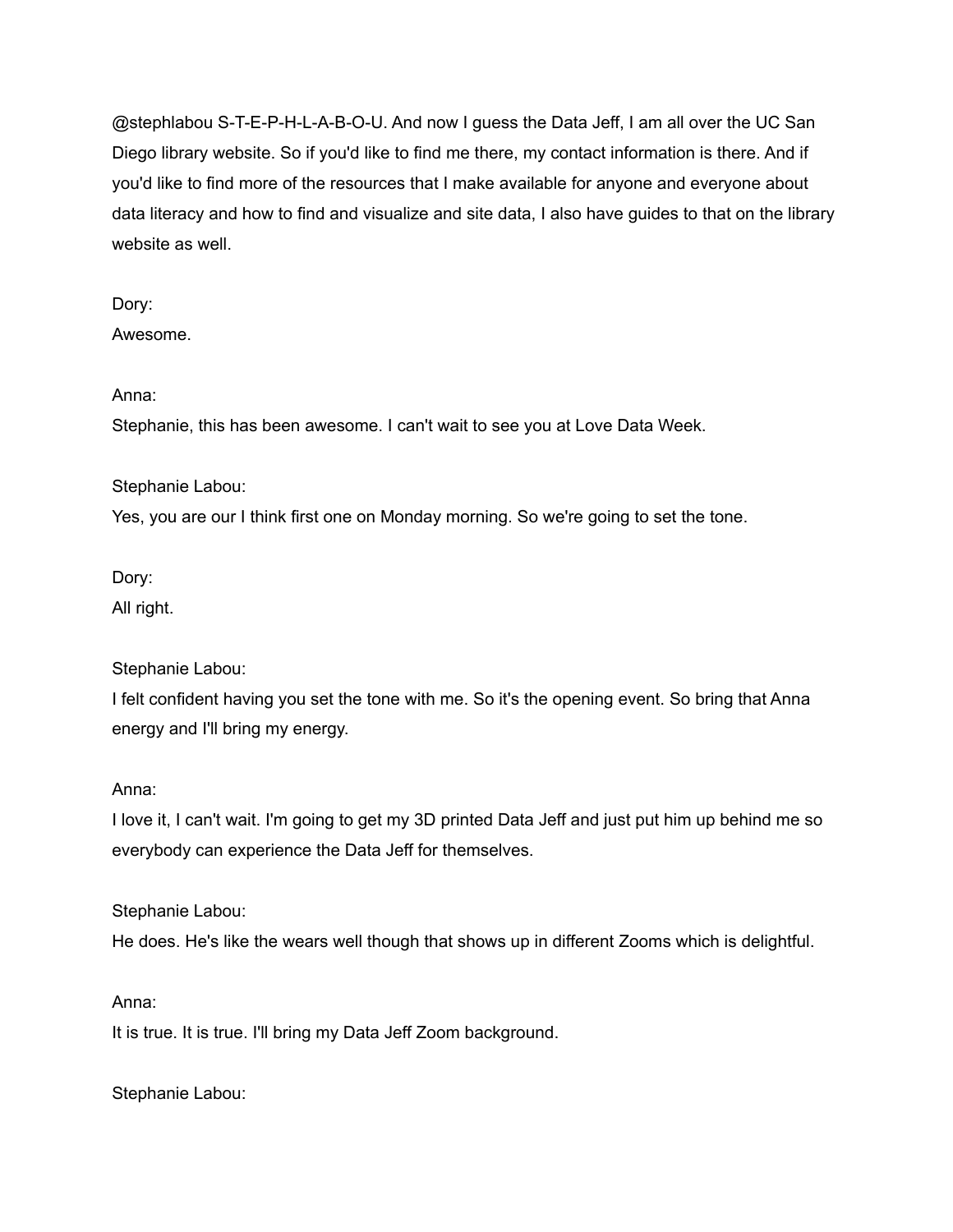@stephlabou S-T-E-P-H-L-A-B-O-U. And now I guess the Data Jeff, I am all over the UC San Diego library website. So if you'd like to find me there, my contact information is there. And if you'd like to find more of the resources that I make available for anyone and everyone about data literacy and how to find and visualize and site data, I also have guides to that on the library website as well.

Dory:
Awesome.

Anna:
Stephanie, this has been awesome. I can't wait to see you at Love Data Week.

Stephanie Labou:
Yes, you are our I think first one on Monday morning. So we're going to set the tone.

Dory:
All right.

Stephanie Labou:
I felt confident having you set the tone with me. So it's the opening event. So bring that Anna energy and I'll bring my energy.

Anna:
I love it, I can't wait. I'm going to get my 3D printed Data Jeff and just put him up behind me so everybody can experience the Data Jeff for themselves.

Stephanie Labou:
He does. He's like the wears well though that shows up in different Zooms which is delightful.

Anna:
It is true. It is true. I'll bring my Data Jeff Zoom background.

Stephanie Labou: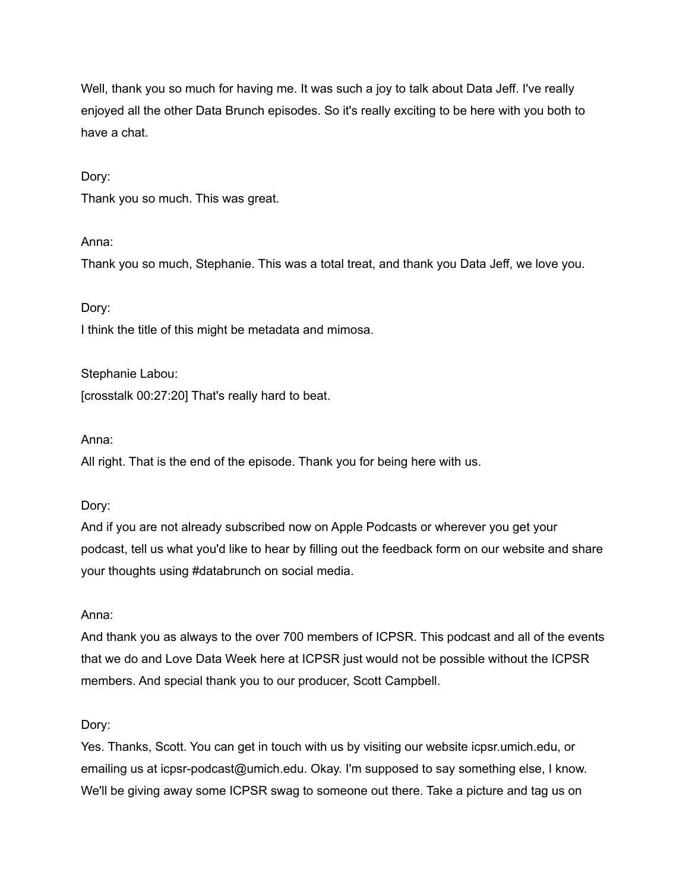Well, thank you so much for having me. It was such a joy to talk about Data Jeff. I've really enjoyed all the other Data Brunch episodes. So it's really exciting to be here with you both to have a chat.

Dory:
Thank you so much. This was great.

Anna:
Thank you so much, Stephanie. This was a total treat, and thank you Data Jeff, we love you.

Dory:
I think the title of this might be metadata and mimosa.

Stephanie Labou:
[crosstalk 00:27:20] That's really hard to beat.

Anna:
All right. That is the end of the episode. Thank you for being here with us.

Dory:
And if you are not already subscribed now on Apple Podcasts or wherever you get your podcast, tell us what you'd like to hear by filling out the feedback form on our website and share your thoughts using #databrunch on social media.

Anna:
And thank you as always to the over 700 members of ICPSR. This podcast and all of the events that we do and Love Data Week here at ICPSR just would not be possible without the ICPSR members. And special thank you to our producer, Scott Campbell.

Dory:
Yes. Thanks, Scott. You can get in touch with us by visiting our website icpsr.umich.edu, or emailing us at icpsr-podcast@umich.edu. Okay. I'm supposed to say something else, I know. We'll be giving away some ICPSR swag to someone out there. Take a picture and tag us on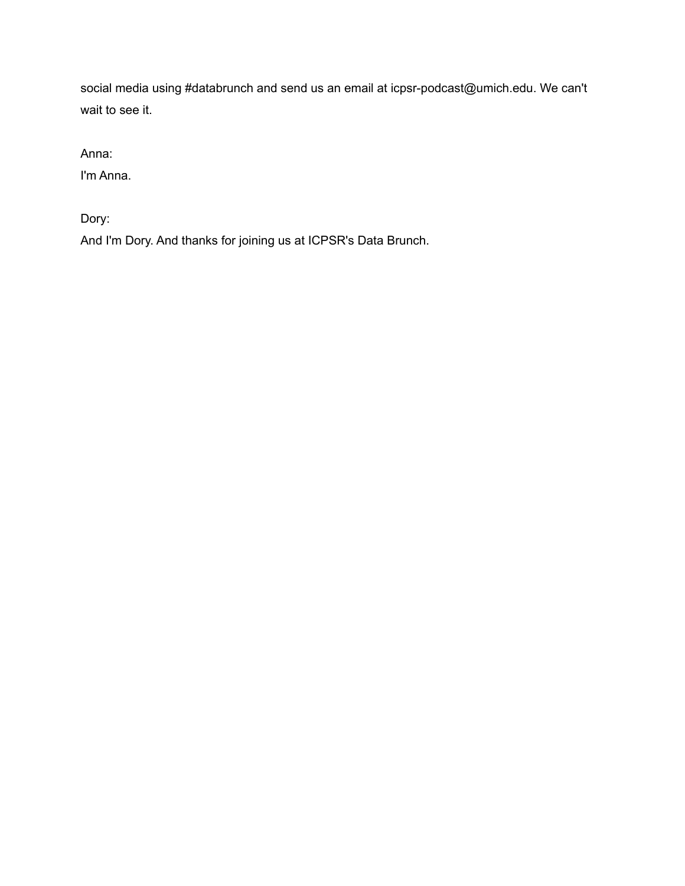social media using #databrunch and send us an email at icpsr-podcast@umich.edu. We can't wait to see it.

Anna:
I'm Anna.

Dory:
And I'm Dory. And thanks for joining us at ICPSR's Data Brunch.